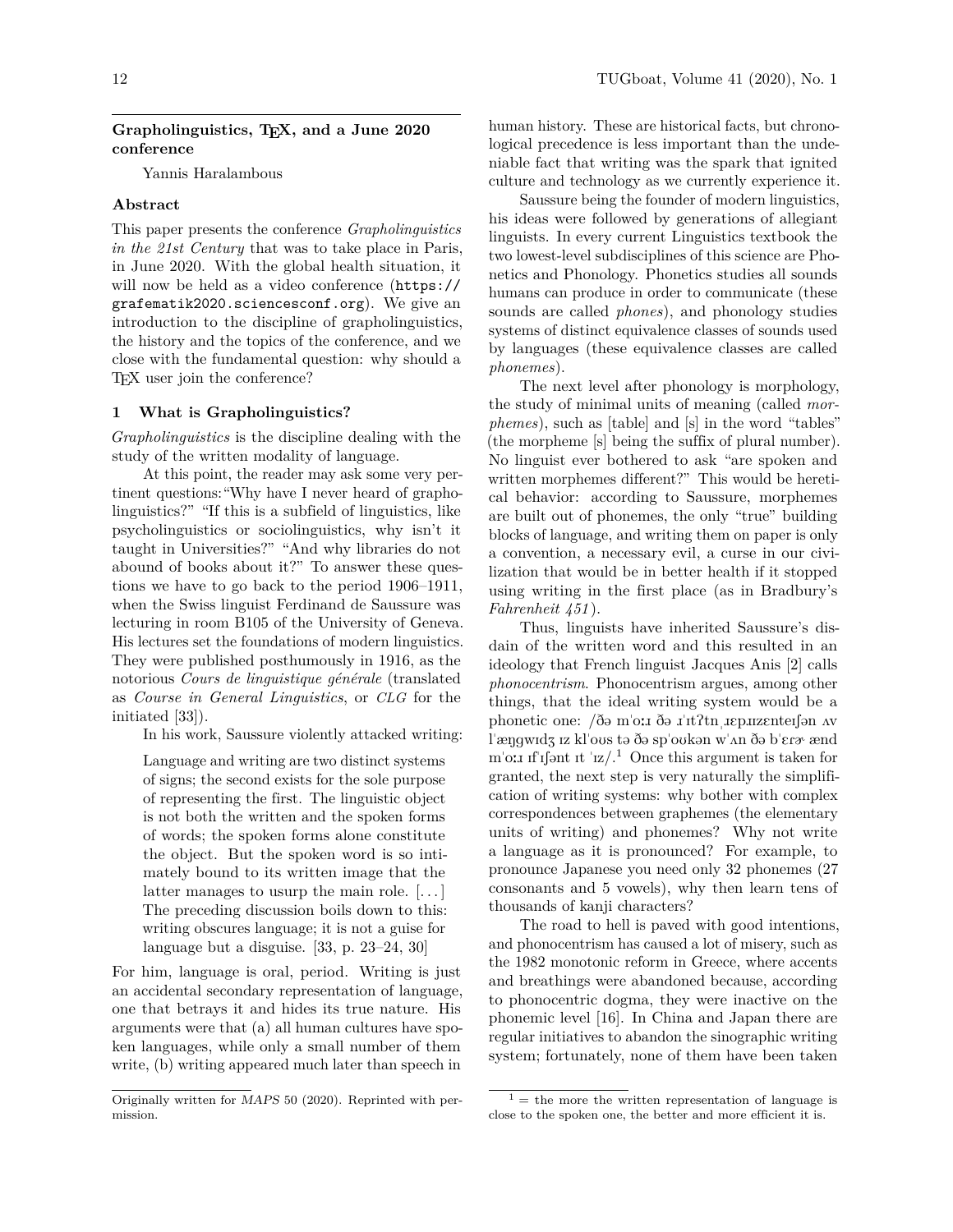## Grapholinguistics, TEX, and a June 2020 conference

Yannis Haralambous

### Abstract

This paper presents the conference *Grapholinguistics in the 21st Century* that was to take place in Paris, in June 2020. With the global health situation, it will now be held as a video conference (`https://grafematik2020.sciencesconf.org`). We give an introduction to the discipline of grapholinguistics, the history and the topics of the conference, and we close with the fundamental question: why should a TEX user join the conference?

### 1 What is Grapholinguistics?

*Grapholinguistics* is the discipline dealing with the study of the written modality of language.

At this point, the reader may ask some very pertinent questions: "Why have I never heard of grapholinguistics?" "If this is a subfield of linguistics, like psycholinguistics or sociolinguistics, why isn't it taught in Universities?" "And why libraries do not abound of books about it?" To answer these questions we have to go back to the period 1906–1911, when the Swiss linguist Ferdinand de Saussure was lecturing in room B105 of the University of Geneva. His lectures set the foundations of modern linguistics. They were published posthumously in 1916, as the notorious *Cours de linguistique générale* (translated as *Course in General Linguistics*, or *CLG* for the initiated [33]).

In his work, Saussure violently attacked writing:

> Language and writing are two distinct systems of signs; the second exists for the sole purpose of representing the first. The linguistic object is not both the written and the spoken forms of words; the spoken forms alone constitute the object. But the spoken word is so intimately bound to its written image that the latter manages to usurp the main role. [...] The preceding discussion boils down to this: writing obscures language; it is not a guise for language but a disguise. [33, p. 23–24, 30]

For him, language is oral, period. Writing is just an accidental secondary representation of language, one that betrays it and hides its true nature. His arguments were that (a) all human cultures have spoken languages, while only a small number of them write, (b) writing appeared much later than speech in human history. These are historical facts, but chronological precedence is less important than the undeniable fact that writing was the spark that ignited culture and technology as we currently experience it.

Saussure being the founder of modern linguistics, his ideas were followed by generations of allegiant linguists. In every current Linguistics textbook the two lowest-level subdisciplines of this science are Phonetics and Phonology. Phonetics studies all sounds humans can produce in order to communicate (these sounds are called *phones*), and phonology studies systems of distinct equivalence classes of sounds used by languages (these equivalence classes are called *phonemes*).

The next level after phonology is morphology, the study of minimal units of meaning (called *morphemes*), such as [table] and [s] in the word "tables" (the morpheme [s] being the suffix of plural number). No linguist ever bothered to ask "are spoken and written morphemes different?" This would be heretical behavior: according to Saussure, morphemes are built out of phonemes, the only "true" building blocks of language, and writing them on paper is only a convention, a necessary evil, a curse in our civilization that would be in better health if it stopped using writing in the first place (as in Bradbury's *Fahrenheit 451*).

Thus, linguists have inherited Saussure's disdain of the written word and this resulted in an ideology that French linguist Jacques Anis [2] calls *phonocentrism*. Phonocentrism argues, among other things, that the ideal writing system would be a phonetic one: /ðə mˈoːɹ ðə ɹˈɪtʔtn̩ ˌɹɛpɹɪzɛnteɪʃən ʌv lˈæŋɡwɪdʒ ɪz klˈoʊs tə ðə spˈoʊkən wˈʌn ðə bˈɛɾɚ ænd mˈoːɹ ɪfˈɪʃənt ɪt ˈɪz/.[1] Once this argument is taken for granted, the next step is very naturally the simplification of writing systems: why bother with complex correspondences between graphemes (the elementary units of writing) and phonemes? Why not write a language as it is pronounced? For example, to pronounce Japanese you need only 32 phonemes (27 consonants and 5 vowels), why then learn tens of thousands of kanji characters?

The road to hell is paved with good intentions, and phonocentrism has caused a lot of misery, such as the 1982 monotonic reform in Greece, where accents and breathings were abandoned because, according to phonocentric dogma, they were inactive on the phonemic level [16]. In China and Japan there are regular initiatives to abandon the sinographic writing system; fortunately, none of them have been taken

---

Originally written for *MAPS* 50 (2020). Reprinted with permission.

[1] = the more the written representation of language is close to the spoken one, the better and more efficient it is.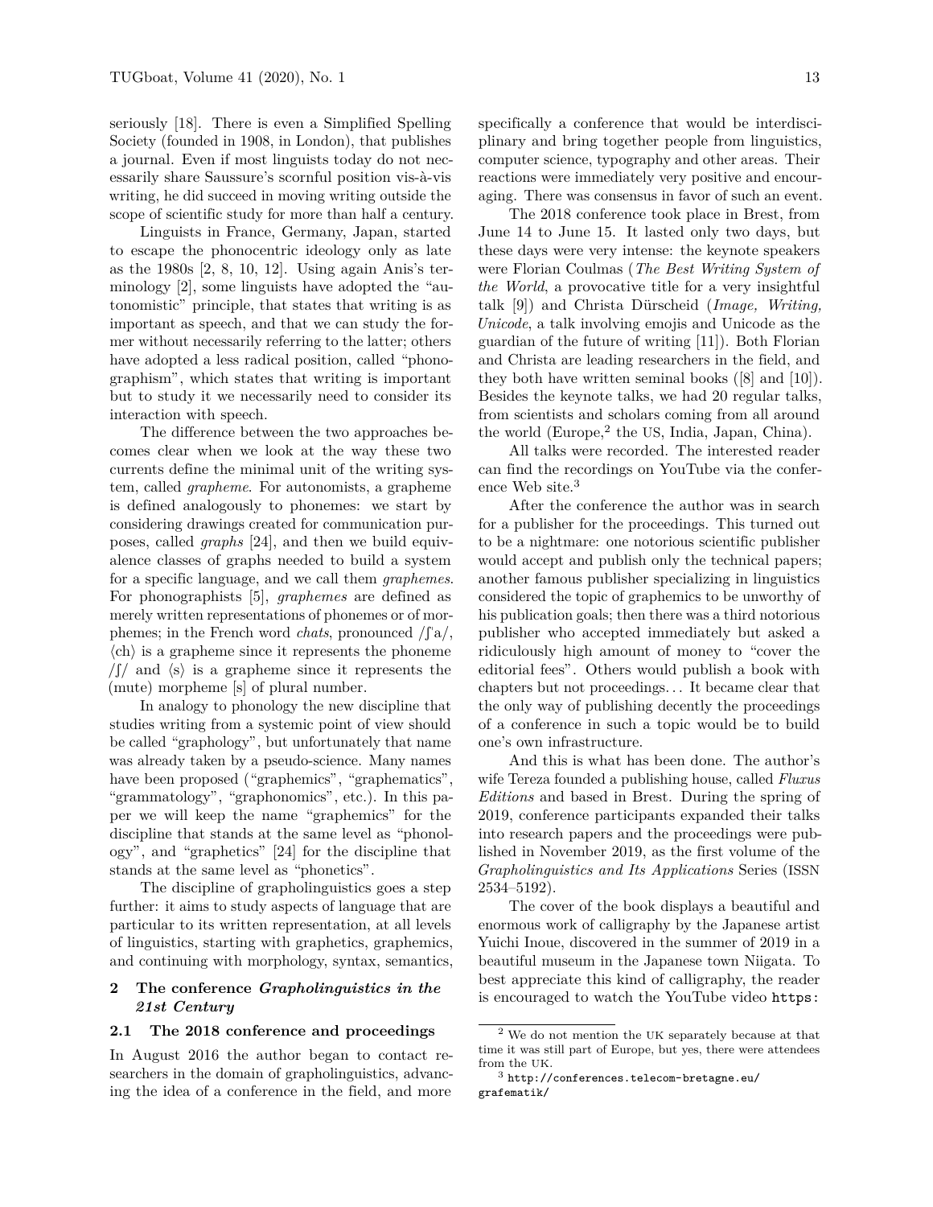seriously [18]. There is even a Simplified Spelling Society (founded in 1908, in London), that publishes a journal. Even if most linguists today do not necessarily share Saussure's scornful position vis-à-vis writing, he did succeed in moving writing outside the scope of scientific study for more than half a century.

Linguists in France, Germany, Japan, started to escape the phonocentric ideology only as late as the 1980s [2, 8, 10, 12]. Using again Anis's terminology [2], some linguists have adopted the "autonomistic" principle, that states that writing is as important as speech, and that we can study the former without necessarily referring to the latter; others have adopted a less radical position, called "phonographism", which states that writing is important but to study it we necessarily need to consider its interaction with speech.

The difference between the two approaches becomes clear when we look at the way these two currents define the minimal unit of the writing system, called *grapheme*. For autonomists, a grapheme is defined analogously to phonemes: we start by considering drawings created for communication purposes, called *graphs* [24], and then we build equivalence classes of graphs needed to build a system for a specific language, and we call them *graphemes*. For phonographists [5], *graphemes* are defined as merely written representations of phonemes or of morphemes; in the French word *chats*, pronounced /ʃa/, ⟨ch⟩ is a grapheme since it represents the phoneme /ʃ/ and ⟨s⟩ is a grapheme since it represents the (mute) morpheme [s] of plural number.

In analogy to phonology the new discipline that studies writing from a systemic point of view should be called "graphology", but unfortunately that name was already taken by a pseudo-science. Many names have been proposed ("graphemics", "graphematics", "grammatology", "graphonomics", etc.). In this paper we will keep the name "graphemics" for the discipline that stands at the same level as "phonology", and "graphetics" [24] for the discipline that stands at the same level as "phonetics".

The discipline of grapholinguistics goes a step further: it aims to study aspects of language that are particular to its written representation, at all levels of linguistics, starting with graphetics, graphemics, and continuing with morphology, syntax, semantics,

## 2 The conference *Grapholinguistics in the 21st Century*

### 2.1 The 2018 conference and proceedings

In August 2016 the author began to contact researchers in the domain of grapholinguistics, advancing the idea of a conference in the field, and more specifically a conference that would be interdisciplinary and bring together people from linguistics, computer science, typography and other areas. Their reactions were immediately very positive and encouraging. There was consensus in favor of such an event.

The 2018 conference took place in Brest, from June 14 to June 15. It lasted only two days, but these days were very intense: the keynote speakers were Florian Coulmas (*The Best Writing System of the World*, a provocative title for a very insightful talk [9]) and Christa Dürscheid (*Image, Writing, Unicode*, a talk involving emojis and Unicode as the guardian of the future of writing [11]). Both Florian and Christa are leading researchers in the field, and they both have written seminal books ([8] and [10]). Besides the keynote talks, we had 20 regular talks, from scientists and scholars coming from all around the world (Europe,[2] the US, India, Japan, China).

All talks were recorded. The interested reader can find the recordings on YouTube via the conference Web site.[3]

After the conference the author was in search for a publisher for the proceedings. This turned out to be a nightmare: one notorious scientific publisher would accept and publish only the technical papers; another famous publisher specializing in linguistics considered the topic of graphemics to be unworthy of his publication goals; then there was a third notorious publisher who accepted immediately but asked a ridiculously high amount of money to "cover the editorial fees". Others would publish a book with chapters but not proceedings... It became clear that the only way of publishing decently the proceedings of a conference in such a topic would be to build one's own infrastructure.

And this is what has been done. The author's wife Tereza founded a publishing house, called *Fluxus Editions* and based in Brest. During the spring of 2019, conference participants expanded their talks into research papers and the proceedings were published in November 2019, as the first volume of the *Grapholinguistics and Its Applications* Series (ISSN 2534–5192).

The cover of the book displays a beautiful and enormous work of calligraphy by the Japanese artist Yuichi Inoue, discovered in the summer of 2019 in a beautiful museum in the Japanese town Niigata. To best appreciate this kind of calligraphy, the reader is encouraged to watch the YouTube video `https:`

---

[2] We do not mention the UK separately because at that time it was still part of Europe, but yes, there were attendees from the UK.

[3] `http://conferences.telecom-bretagne.eu/grafematik/`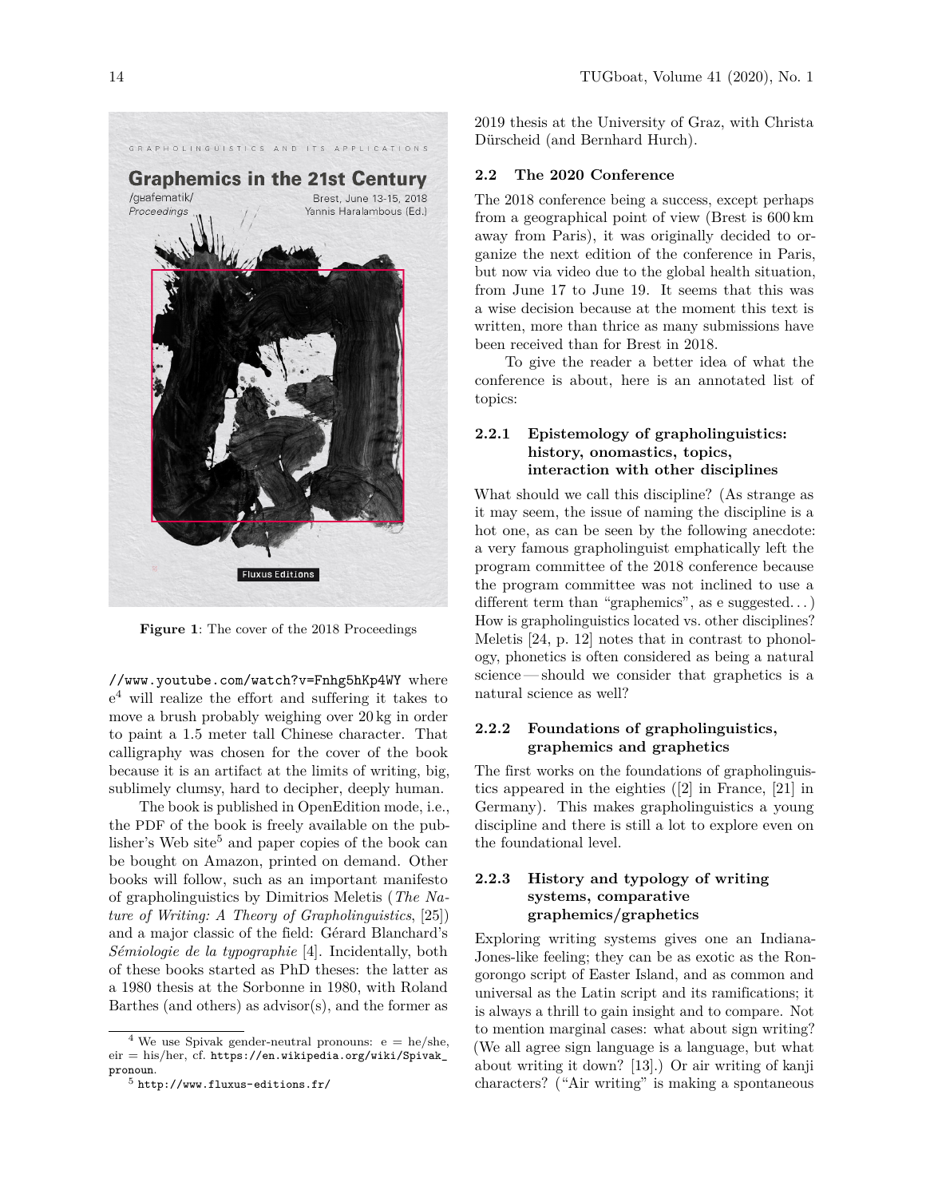Figure 1: The cover of the 2018 Proceedings

//www.youtube.com/watch?v=Fnhg5hKp4WY where e[4] will realize the effort and suffering it takes to move a brush probably weighing over 20 kg in order to paint a 1.5 meter tall Chinese character. That calligraphy was chosen for the cover of the book because it is an artifact at the limits of writing, big, sublimely clumsy, hard to decipher, deeply human.

The book is published in OpenEdition mode, i.e., the PDF of the book is freely available on the publisher's Web site[5] and paper copies of the book can be bought on Amazon, printed on demand. Other books will follow, such as an important manifesto of grapholinguistics by Dimitrios Meletis (*The Nature of Writing: A Theory of Grapholinguistics*, [25]) and a major classic of the field: Gérard Blanchard's *Sémiologie de la typographie* [4]. Incidentally, both of these books started as PhD theses: the latter as a 1980 thesis at the Sorbonne in 1980, with Roland Barthes (and others) as advisor(s), and the former as 2019 thesis at the University of Graz, with Christa Dürscheid (and Bernhard Hurch).

## 2.2 The 2020 Conference

The 2018 conference being a success, except perhaps from a geographical point of view (Brest is 600 km away from Paris), it was originally decided to organize the next edition of the conference in Paris, but now via video due to the global health situation, from June 17 to June 19. It seems that this was a wise decision because at the moment this text is written, more than thrice as many submissions have been received than for Brest in 2018.

To give the reader a better idea of what the conference is about, here is an annotated list of topics:

### 2.2.1 Epistemology of grapholinguistics: history, onomastics, topics, interaction with other disciplines

What should we call this discipline? (As strange as it may seem, the issue of naming the discipline is a hot one, as can be seen by the following anecdote: a very famous grapholinguist emphatically left the program committee of the 2018 conference because the program committee was not inclined to use a different term than "graphemics", as e suggested...) How is grapholinguistics located vs. other disciplines? Meletis [24, p. 12] notes that in contrast to phonology, phonetics is often considered as being a natural science — should we consider that graphetics is a natural science as well?

### 2.2.2 Foundations of grapholinguistics, graphemics and graphetics

The first works on the foundations of grapholinguistics appeared in the eighties ([2] in France, [21] in Germany). This makes grapholinguistics a young discipline and there is still a lot to explore even on the foundational level.

### 2.2.3 History and typology of writing systems, comparative graphemics/graphetics

Exploring writing systems gives one an Indiana-Jones-like feeling; they can be as exotic as the Rongorongo script of Easter Island, and as common and universal as the Latin script and its ramifications; it is always a thrill to gain insight and to compare. Not to mention marginal cases: what about sign writing? (We all agree sign language is a language, but what about writing it down? [13].) Or air writing of kanji characters? ("Air writing" is making a spontaneous

---

[4] We use Spivak gender-neutral pronouns: e = he/she, eir = his/her, cf. https://en.wikipedia.org/wiki/Spivak_pronoun.

[5] http://www.fluxus-editions.fr/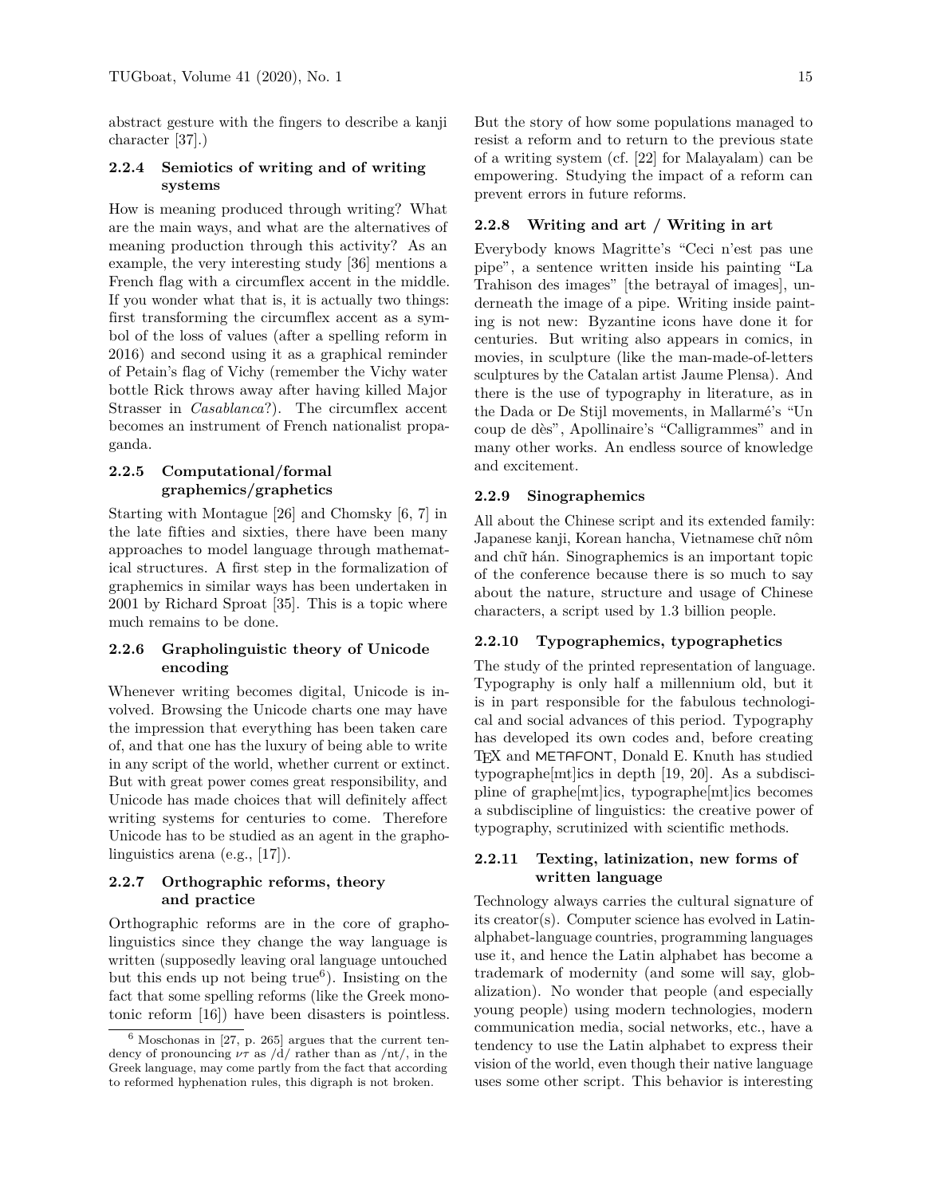abstract gesture with the fingers to describe a kanji character [37].)

### 2.2.4 Semiotics of writing and of writing systems

How is meaning produced through writing? What are the main ways, and what are the alternatives of meaning production through this activity? As an example, the very interesting study [36] mentions a French flag with a circumflex accent in the middle. If you wonder what that is, it is actually two things: first transforming the circumflex accent as a symbol of the loss of values (after a spelling reform in 2016) and second using it as a graphical reminder of Petain's flag of Vichy (remember the Vichy water bottle Rick throws away after having killed Major Strasser in *Casablanca*?). The circumflex accent becomes an instrument of French nationalist propaganda.

### 2.2.5 Computational/formal graphemics/graphetics

Starting with Montague [26] and Chomsky [6, 7] in the late fifties and sixties, there have been many approaches to model language through mathematical structures. A first step in the formalization of graphemics in similar ways has been undertaken in 2001 by Richard Sproat [35]. This is a topic where much remains to be done.

### 2.2.6 Grapholinguistic theory of Unicode encoding

Whenever writing becomes digital, Unicode is involved. Browsing the Unicode charts one may have the impression that everything has been taken care of, and that one has the luxury of being able to write in any script of the world, whether current or extinct. But with great power comes great responsibility, and Unicode has made choices that will definitely affect writing systems for centuries to come. Therefore Unicode has to be studied as an agent in the grapholinguistics arena (e.g., [17]).

### 2.2.7 Orthographic reforms, theory and practice

Orthographic reforms are in the core of grapholinguistics since they change the way language is written (supposedly leaving oral language untouched but this ends up not being true[6]). Insisting on the fact that some spelling reforms (like the Greek monotonic reform [16]) have been disasters is pointless. But the story of how some populations managed to resist a reform and to return to the previous state of a writing system (cf. [22] for Malayalam) can be empowering. Studying the impact of a reform can prevent errors in future reforms.

[6] Moschonas in [27, p. 265] argues that the current tendency of pronouncing $\nu\tau$ as /d/ rather than as /nt/, in the Greek language, may come partly from the fact that according to reformed hyphenation rules, this digraph is not broken.

### 2.2.8 Writing and art / Writing in art

Everybody knows Magritte's "Ceci n'est pas une pipe", a sentence written inside his painting "La Trahison des images" [the betrayal of images], underneath the image of a pipe. Writing inside painting is not new: Byzantine icons have done it for centuries. But writing also appears in comics, in movies, in sculpture (like the man-made-of-letters sculptures by the Catalan artist Jaume Plensa). And there is the use of typography in literature, as in the Dada or De Stijl movements, in Mallarmé's "Un coup de dès", Apollinaire's "Calligrammes" and in many other works. An endless source of knowledge and excitement.

### 2.2.9 Sinographemics

All about the Chinese script and its extended family: Japanese kanji, Korean hancha, Vietnamese chữ nôm and chữ hán. Sinographemics is an important topic of the conference because there is so much to say about the nature, structure and usage of Chinese characters, a script used by 1.3 billion people.

### 2.2.10 Typographemics, typographetics

The study of the printed representation of language. Typography is only half a millennium old, but it is in part responsible for the fabulous technological and social advances of this period. Typography has developed its own codes and, before creating TeX and METAFONT, Donald E. Knuth has studied typographe[mt]ics in depth [19, 20]. As a subdiscipline of graphe[mt]ics, typographe[mt]ics becomes a subdiscipline of linguistics: the creative power of typography, scrutinized with scientific methods.

### 2.2.11 Texting, latinization, new forms of written language

Technology always carries the cultural signature of its creator(s). Computer science has evolved in Latin-alphabet-language countries, programming languages use it, and hence the Latin alphabet has become a trademark of modernity (and some will say, globalization). No wonder that people (and especially young people) using modern technologies, modern communication media, social networks, etc., have a tendency to use the Latin alphabet to express their vision of the world, even though their native language uses some other script. This behavior is interesting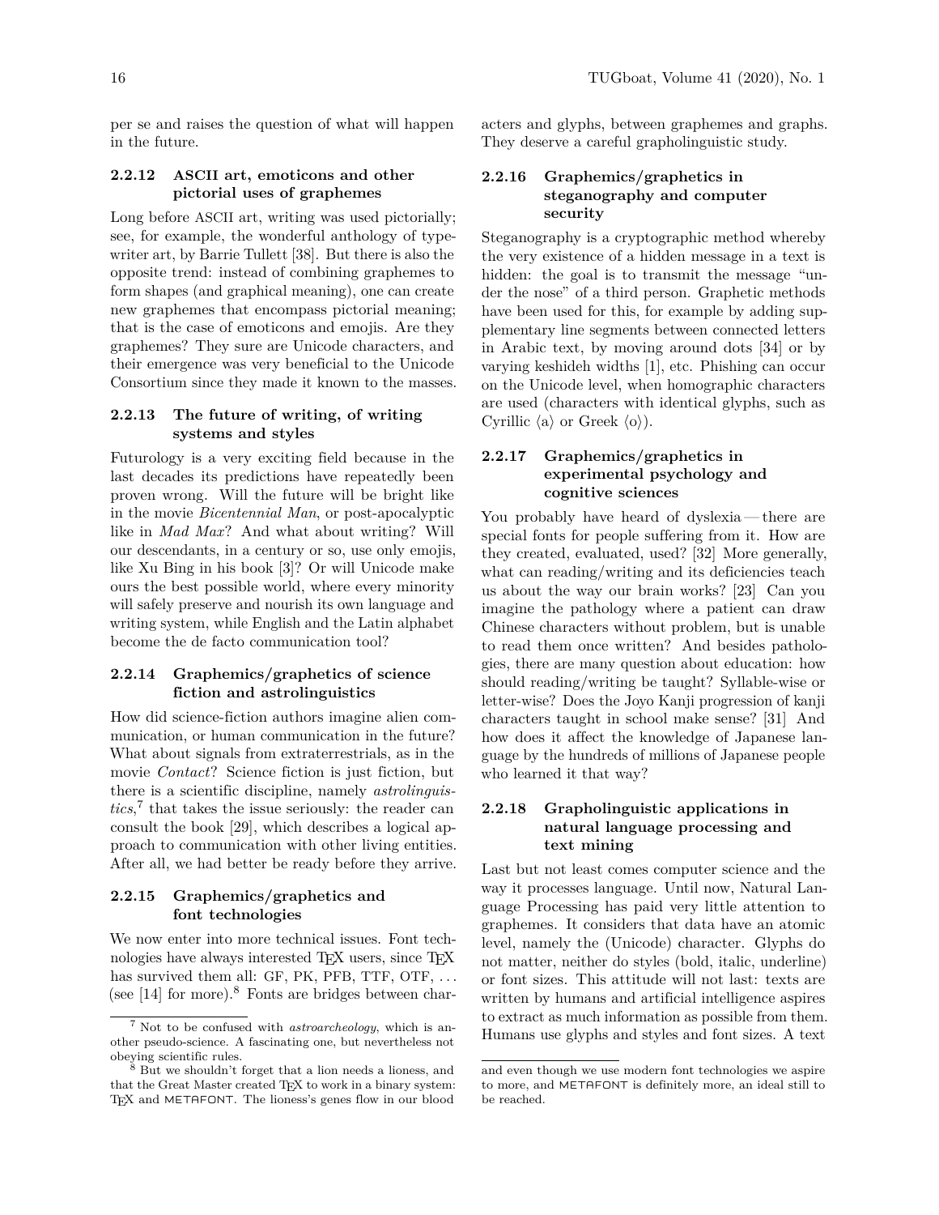per se and raises the question of what will happen in the future.

#### 2.2.12 ASCII art, emoticons and other pictorial uses of graphemes

Long before ASCII art, writing was used pictorially; see, for example, the wonderful anthology of typewriter art, by Barrie Tullett [38]. But there is also the opposite trend: instead of combining graphemes to form shapes (and graphical meaning), one can create new graphemes that encompass pictorial meaning; that is the case of emoticons and emojis. Are they graphemes? They sure are Unicode characters, and their emergence was very beneficial to the Unicode Consortium since they made it known to the masses.

#### 2.2.13 The future of writing, of writing systems and styles

Futurology is a very exciting field because in the last decades its predictions have repeatedly been proven wrong. Will the future will be bright like in the movie *Bicentennial Man*, or post-apocalyptic like in *Mad Max*? And what about writing? Will our descendants, in a century or so, use only emojis, like Xu Bing in his book [3]? Or will Unicode make ours the best possible world, where every minority will safely preserve and nourish its own language and writing system, while English and the Latin alphabet become the de facto communication tool?

#### 2.2.14 Graphemics/graphetics of science fiction and astrolinguistics

How did science-fiction authors imagine alien communication, or human communication in the future? What about signals from extraterrestrials, as in the movie *Contact*? Science fiction is just fiction, but there is a scientific discipline, namely *astrolinguistics*,[7] that takes the issue seriously: the reader can consult the book [29], which describes a logical approach to communication with other living entities. After all, we had better be ready before they arrive.

#### 2.2.15 Graphemics/graphetics and font technologies

We now enter into more technical issues. Font technologies have always interested TeX users, since TeX has survived them all: GF, PK, PFB, TTF, OTF, ... (see [14] for more).[8] Fonts are bridges between characters and glyphs, between graphemes and graphs. They deserve a careful grapholinguistic study.

#### 2.2.16 Graphemics/graphetics in steganography and computer security

Steganography is a cryptographic method whereby the very existence of a hidden message in a text is hidden: the goal is to transmit the message "under the nose" of a third person. Graphetic methods have been used for this, for example by adding supplementary line segments between connected letters in Arabic text, by moving around dots [34] or by varying keshideh widths [1], etc. Phishing can occur on the Unicode level, when homographic characters are used (characters with identical glyphs, such as Cyrillic ⟨а⟩ or Greek ⟨ο⟩).

#### 2.2.17 Graphemics/graphetics in experimental psychology and cognitive sciences

You probably have heard of dyslexia — there are special fonts for people suffering from it. How are they created, evaluated, used? [32] More generally, what can reading/writing and its deficiencies teach us about the way our brain works? [23] Can you imagine the pathology where a patient can draw Chinese characters without problem, but is unable to read them once written? And besides pathologies, there are many question about education: how should reading/writing be taught? Syllable-wise or letter-wise? Does the Joyo Kanji progression of kanji characters taught in school make sense? [31] And how does it affect the knowledge of Japanese language by the hundreds of millions of Japanese people who learned it that way?

#### 2.2.18 Grapholinguistic applications in natural language processing and text mining

Last but not least comes computer science and the way it processes language. Until now, Natural Language Processing has paid very little attention to graphemes. It considers that data have an atomic level, namely the (Unicode) character. Glyphs do not matter, neither do styles (bold, italic, underline) or font sizes. This attitude will not last: texts are written by humans and artificial intelligence aspires to extract as much information as possible from them. Humans use glyphs and styles and font sizes. A text

---

[7] Not to be confused with *astroarcheology*, which is another pseudo-science. A fascinating one, but nevertheless not obeying scientific rules.

[8] But we shouldn't forget that a lion needs a lioness, and that the Great Master created TeX to work in a binary system: TeX and METAFONT. The lioness's genes flow in our blood and even though we use modern font technologies we aspire to more, and METAFONT is definitely more, an ideal still to be reached.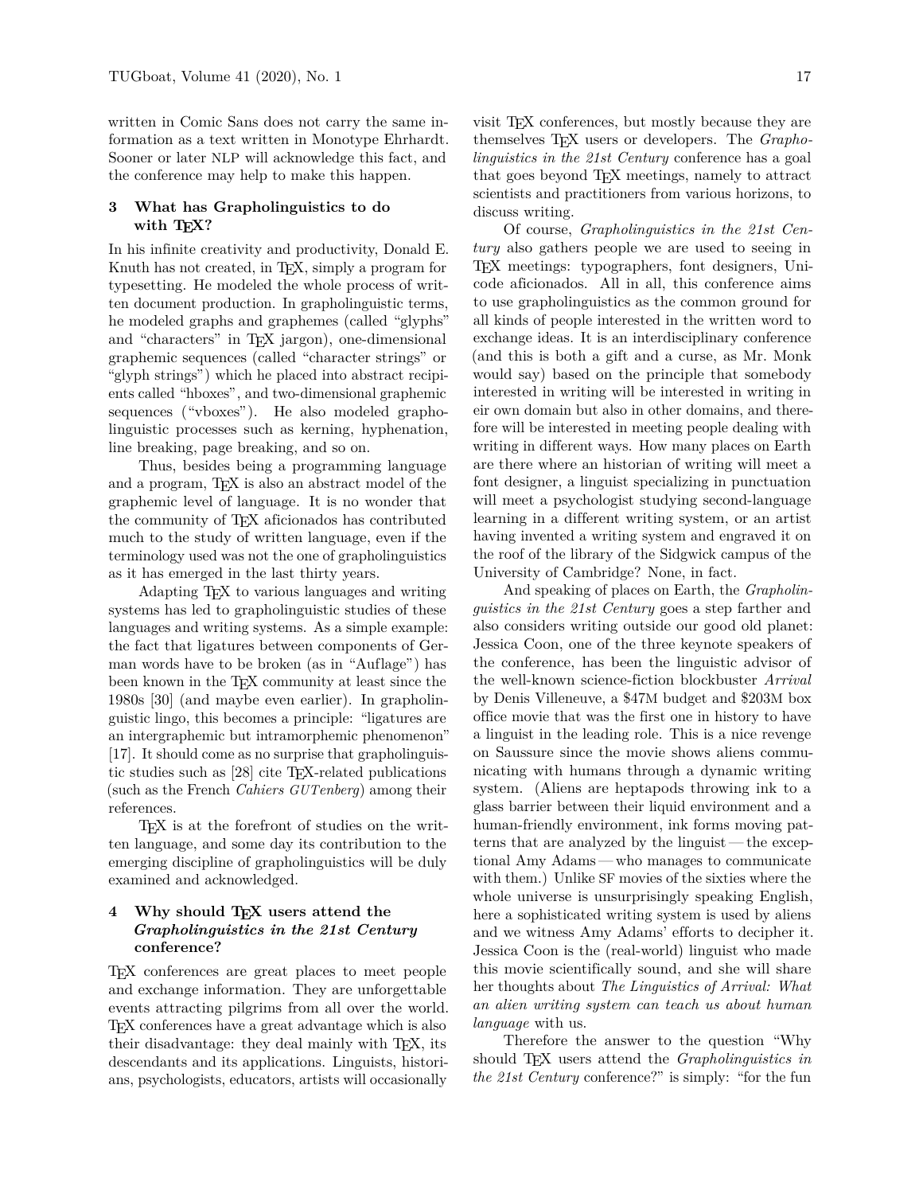written in Comic Sans does not carry the same information as a text written in Monotype Ehrhardt. Sooner or later NLP will acknowledge this fact, and the conference may help to make this happen.

## 3 What has Grapholinguistics to do with TeX?

In his infinite creativity and productivity, Donald E. Knuth has not created, in TeX, simply a program for typesetting. He modeled the whole process of written document production. In grapholinguistic terms, he modeled graphs and graphemes (called "glyphs" and "characters" in TeX jargon), one-dimensional graphemic sequences (called "character strings" or "glyph strings") which he placed into abstract recipients called "hboxes", and two-dimensional graphemic sequences ("vboxes"). He also modeled grapholinguistic processes such as kerning, hyphenation, line breaking, page breaking, and so on.

Thus, besides being a programming language and a program, TeX is also an abstract model of the graphemic level of language. It is no wonder that the community of TeX aficionados has contributed much to the study of written language, even if the terminology used was not the one of grapholinguistics as it has emerged in the last thirty years.

Adapting TeX to various languages and writing systems has led to grapholinguistic studies of these languages and writing systems. As a simple example: the fact that ligatures between components of German words have to be broken (as in "Auflage") has been known in the TeX community at least since the 1980s [30] (and maybe even earlier). In grapholinguistic lingo, this becomes a principle: "ligatures are an intergraphemic but intramorphemic phenomenon" [17]. It should come as no surprise that grapholinguistic studies such as [28] cite TeX-related publications (such as the French *Cahiers GUTenberg*) among their references.

TeX is at the forefront of studies on the written language, and some day its contribution to the emerging discipline of grapholinguistics will be duly examined and acknowledged.

## 4 Why should TeX users attend the *Grapholinguistics in the 21st Century* conference?

TeX conferences are great places to meet people and exchange information. They are unforgettable events attracting pilgrims from all over the world. TeX conferences have a great advantage which is also their disadvantage: they deal mainly with TeX, its descendants and its applications. Linguists, historians, psychologists, educators, artists will occasionally visit TeX conferences, but mostly because they are themselves TeX users or developers. The *Grapholinguistics in the 21st Century* conference has a goal that goes beyond TeX meetings, namely to attract scientists and practitioners from various horizons, to discuss writing.

Of course, *Grapholinguistics in the 21st Century* also gathers people we are used to seeing in TeX meetings: typographers, font designers, Unicode aficionados. All in all, this conference aims to use grapholinguistics as the common ground for all kinds of people interested in the written word to exchange ideas. It is an interdisciplinary conference (and this is both a gift and a curse, as Mr. Monk would say) based on the principle that somebody interested in writing will be interested in writing in eir own domain but also in other domains, and therefore will be interested in meeting people dealing with writing in different ways. How many places on Earth are there where an historian of writing will meet a font designer, a linguist specializing in punctuation will meet a psychologist studying second-language learning in a different writing system, or an artist having invented a writing system and engraved it on the roof of the library of the Sidgwick campus of the University of Cambridge? None, in fact.

And speaking of places on Earth, the *Grapholinguistics in the 21st Century* goes a step farther and also considers writing outside our good old planet: Jessica Coon, one of the three keynote speakers of the conference, has been the linguistic advisor of the well-known science-fiction blockbuster *Arrival* by Denis Villeneuve, a $47M budget and $203M box office movie that was the first one in history to have a linguist in the leading role. This is a nice revenge on Saussure since the movie shows aliens communicating with humans through a dynamic writing system. (Aliens are heptapods throwing ink to a glass barrier between their liquid environment and a human-friendly environment, ink forms moving patterns that are analyzed by the linguist — the exceptional Amy Adams — who manages to communicate with them.) Unlike SF movies of the sixties where the whole universe is unsurprisingly speaking English, here a sophisticated writing system is used by aliens and we witness Amy Adams' efforts to decipher it. Jessica Coon is the (real-world) linguist who made this movie scientifically sound, and she will share her thoughts about *The Linguistics of Arrival: What an alien writing system can teach us about human language* with us.

Therefore the answer to the question "Why should TeX users attend the *Grapholinguistics in the 21st Century* conference?" is simply: "for the fun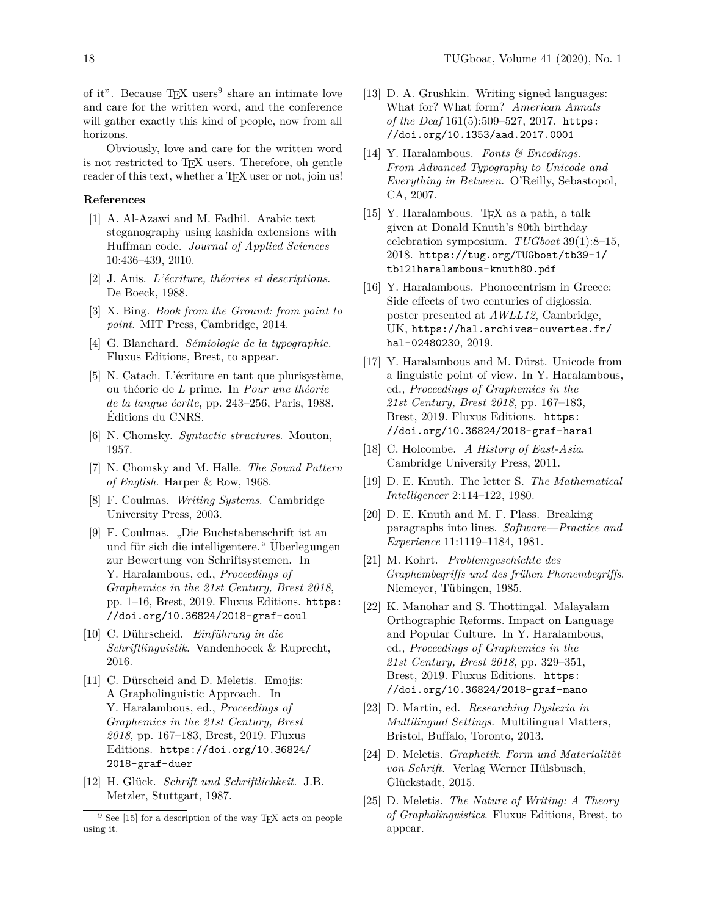of it". Because TEX users[9] share an intimate love and care for the written word, and the conference will gather exactly this kind of people, now from all horizons.

Obviously, love and care for the written word is not restricted to TEX users. Therefore, oh gentle reader of this text, whether a TEX user or not, join us!

### References

[1] A. Al-Azawi and M. Fadhil. Arabic text steganography using kashida extensions with Huffman code. *Journal of Applied Sciences* 10:436–439, 2010.

[2] J. Anis. *L'écriture, théories et descriptions*. De Boeck, 1988.

[3] X. Bing. *Book from the Ground: from point to point*. MIT Press, Cambridge, 2014.

[4] G. Blanchard. *Sémiologie de la typographie*. Fluxus Editions, Brest, to appear.

[5] N. Catach. L'écriture en tant que plurisystème, ou théorie de *L* prime. In *Pour une théorie de la langue écrite*, pp. 243–256, Paris, 1988. Éditions du CNRS.

[6] N. Chomsky. *Syntactic structures*. Mouton, 1957.

[7] N. Chomsky and M. Halle. *The Sound Pattern of English*. Harper & Row, 1968.

[8] F. Coulmas. *Writing Systems*. Cambridge University Press, 2003.

[9] F. Coulmas. „Die Buchstabenschrift ist an und für sich die intelligentere." Überlegungen zur Bewertung von Schriftsystemen. In Y. Haralambous, ed., *Proceedings of Graphemics in the 21st Century, Brest 2018*, pp. 1–16, Brest, 2019. Fluxus Editions. `https://doi.org/10.36824/2018-graf-coul`

[10] C. Dührscheid. *Einführung in die Schriftlinguistik*. Vandenhoeck & Ruprecht, 2016.

[11] C. Dürscheid and D. Meletis. Emojis: A Grapholinguistic Approach. In Y. Haralambous, ed., *Proceedings of Graphemics in the 21st Century, Brest 2018*, pp. 167–183, Brest, 2019. Fluxus Editions. `https://doi.org/10.36824/2018-graf-duer`

[12] H. Glück. *Schrift und Schriftlichkeit*. J.B. Metzler, Stuttgart, 1987.

[13] D. A. Grushkin. Writing signed languages: What for? What form? *American Annals of the Deaf* 161(5):509–527, 2017. `https://doi.org/10.1353/aad.2017.0001`

[14] Y. Haralambous. *Fonts & Encodings. From Advanced Typography to Unicode and Everything in Between.* O'Reilly, Sebastopol, CA, 2007.

[15] Y. Haralambous. TEX as a path, a talk given at Donald Knuth's 80th birthday celebration symposium. *TUGboat* 39(1):8–15, 2018. `https://tug.org/TUGboat/tb39-1/tb121haralambous-knuth80.pdf`

[16] Y. Haralambous. Phonocentrism in Greece: Side effects of two centuries of diglossia. poster presented at *AWLL12*, Cambridge, UK, `https://hal.archives-ouvertes.fr/hal-02480230`, 2019.

[17] Y. Haralambous and M. Dürst. Unicode from a linguistic point of view. In Y. Haralambous, ed., *Proceedings of Graphemics in the 21st Century, Brest 2018*, pp. 167–183, Brest, 2019. Fluxus Editions. `https://doi.org/10.36824/2018-graf-hara1`

[18] C. Holcombe. *A History of East-Asia*. Cambridge University Press, 2011.

[19] D. E. Knuth. The letter S. *The Mathematical Intelligencer* 2:114–122, 1980.

[20] D. E. Knuth and M. F. Plass. Breaking paragraphs into lines. *Software—Practice and Experience* 11:1119–1184, 1981.

[21] M. Kohrt. *Problemgeschichte des Graphembegriffs und des frühen Phonembegriffs*. Niemeyer, Tübingen, 1985.

[22] K. Manohar and S. Thottingal. Malayalam Orthographic Reforms. Impact on Language and Popular Culture. In Y. Haralambous, ed., *Proceedings of Graphemics in the 21st Century, Brest 2018*, pp. 329–351, Brest, 2019. Fluxus Editions. `https://doi.org/10.36824/2018-graf-mano`

[23] D. Martin, ed. *Researching Dyslexia in Multilingual Settings.* Multilingual Matters, Bristol, Buffalo, Toronto, 2013.

[24] D. Meletis. *Graphetik. Form und Materialität von Schrift.* Verlag Werner Hülsbusch, Glückstadt, 2015.

[25] D. Meletis. *The Nature of Writing: A Theory of Grapholinguistics*. Fluxus Editions, Brest, to appear.

---

[9] See [15] for a description of the way TEX acts on people using it.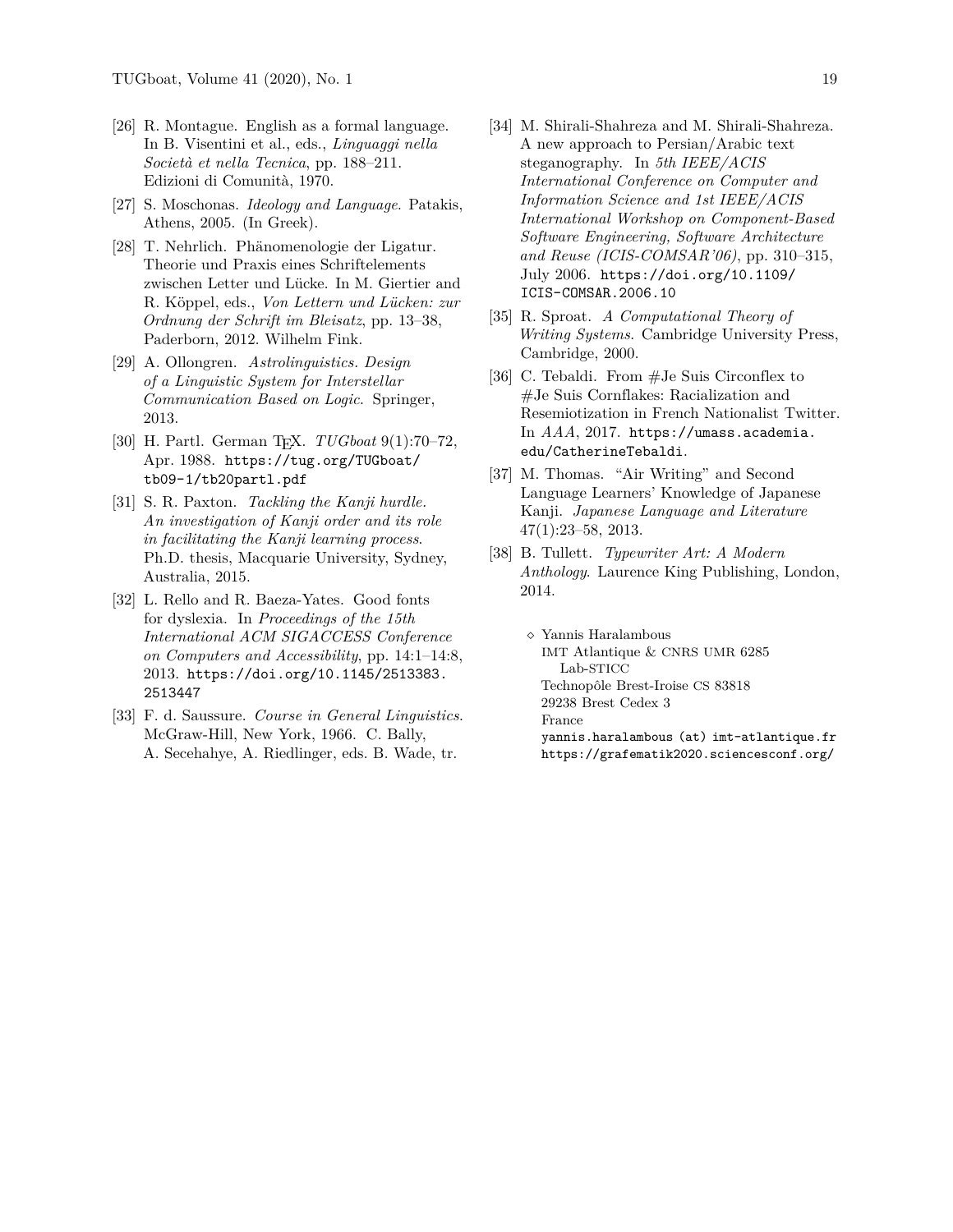[26] R. Montague. English as a formal language. In B. Visentini et al., eds., *Linguaggi nella Società et nella Tecnica*, pp. 188–211. Edizioni di Comunità, 1970.

[27] S. Moschonas. *Ideology and Language*. Patakis, Athens, 2005. (In Greek).

[28] T. Nehrlich. Phänomenologie der Ligatur. Theorie und Praxis eines Schriftelements zwischen Letter und Lücke. In M. Giertier and R. Köppel, eds., *Von Lettern und Lücken: zur Ordnung der Schrift im Bleisatz*, pp. 13–38, Paderborn, 2012. Wilhelm Fink.

[29] A. Ollongren. *Astrolinguistics. Design of a Linguistic System for Interstellar Communication Based on Logic*. Springer, 2013.

[30] H. Partl. German TEX. *TUGboat* 9(1):70–72, Apr. 1988. https://tug.org/TUGboat/tb09-1/tb20partl.pdf

[31] S. R. Paxton. *Tackling the Kanji hurdle. An investigation of Kanji order and its role in facilitating the Kanji learning process*. Ph.D. thesis, Macquarie University, Sydney, Australia, 2015.

[32] L. Rello and R. Baeza-Yates. Good fonts for dyslexia. In *Proceedings of the 15th International ACM SIGACCESS Conference on Computers and Accessibility*, pp. 14:1–14:8, 2013. https://doi.org/10.1145/2513383.2513447

[33] F. d. Saussure. *Course in General Linguistics*. McGraw-Hill, New York, 1966. C. Bally, A. Secehahye, A. Riedlinger, eds. B. Wade, tr.

[34] M. Shirali-Shahreza and M. Shirali-Shahreza. A new approach to Persian/Arabic text steganography. In *5th IEEE/ACIS International Conference on Computer and Information Science and 1st IEEE/ACIS International Workshop on Component-Based Software Engineering, Software Architecture and Reuse (ICIS-COMSAR'06)*, pp. 310–315, July 2006. https://doi.org/10.1109/ICIS-COMSAR.2006.10

[35] R. Sproat. *A Computational Theory of Writing Systems*. Cambridge University Press, Cambridge, 2000.

[36] C. Tebaldi. From #Je Suis Circonflex to #Je Suis Cornflakes: Racialization and Resemiotization in French Nationalist Twitter. In *AAA*, 2017. https://umass.academia.edu/CatherineTebaldi.

[37] M. Thomas. "Air Writing" and Second Language Learners' Knowledge of Japanese Kanji. *Japanese Language and Literature* 47(1):23–58, 2013.

[38] B. Tullett. *Typewriter Art: A Modern Anthology*. Laurence King Publishing, London, 2014.

◇ Yannis Haralambous
IMT Atlantique & CNRS UMR 6285
Lab-STICC
Technopôle Brest-Iroise CS 83818
29238 Brest Cedex 3
France
yannis.haralambous (at) imt-atlantique.fr
https://grafematik2020.sciencesconf.org/